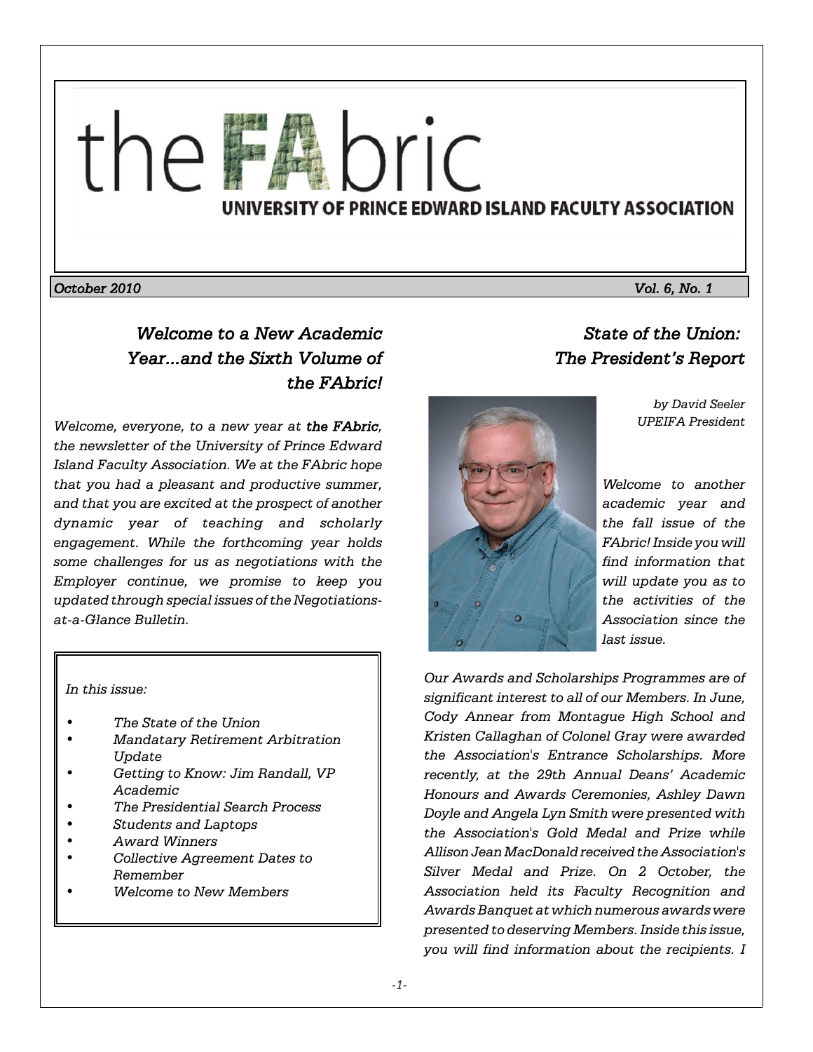# the FAbric

UNIVERSITY OF PRINCE EDWARD ISLAND FACULTY ASSOCIATION

*October 2010* *Vol. 6, No. 1*

## *Welcome to a New Academic Year...and the Sixth Volume of the FAbric!*

*Welcome, everyone, to a new year at **the FAbric**, the newsletter of the University of Prince Edward Island Faculty Association. We at the FAbric hope that you had a pleasant and productive summer, and that you are excited at the prospect of another dynamic year of teaching and scholarly engagement. While the forthcoming year holds some challenges for us as negotiations with the Employer continue, we promise to keep you updated through special issues of the Negotiations-at-a-Glance Bulletin.*

*In this issue:*

- *The State of the Union*
- *Mandatary Retirement Arbitration Update*
- *Getting to Know: Jim Randall, VP Academic*
- *The Presidential Search Process*
- *Students and Laptops*
- *Award Winners*
- *Collective Agreement Dates to Remember*
- *Welcome to New Members*

## *State of the Union: The President's Report*

*by David Seeler*
*UPEIFA President*

*Welcome to another academic year and the fall issue of the FAbric! Inside you will find information that will update you as to the activities of the Association since the last issue.*

*Our Awards and Scholarships Programmes are of significant interest to all of our Members. In June, Cody Annear from Montague High School and Kristen Callaghan of Colonel Gray were awarded the Association's Entrance Scholarships. More recently, at the 29th Annual Deans' Academic Honours and Awards Ceremonies, Ashley Dawn Doyle and Angela Lyn Smith were presented with the Association's Gold Medal and Prize while Allison Jean MacDonald received the Association's Silver Medal and Prize. On 2 October, the Association held its Faculty Recognition and Awards Banquet at which numerous awards were presented to deserving Members. Inside this issue, you will find information about the recipients. I*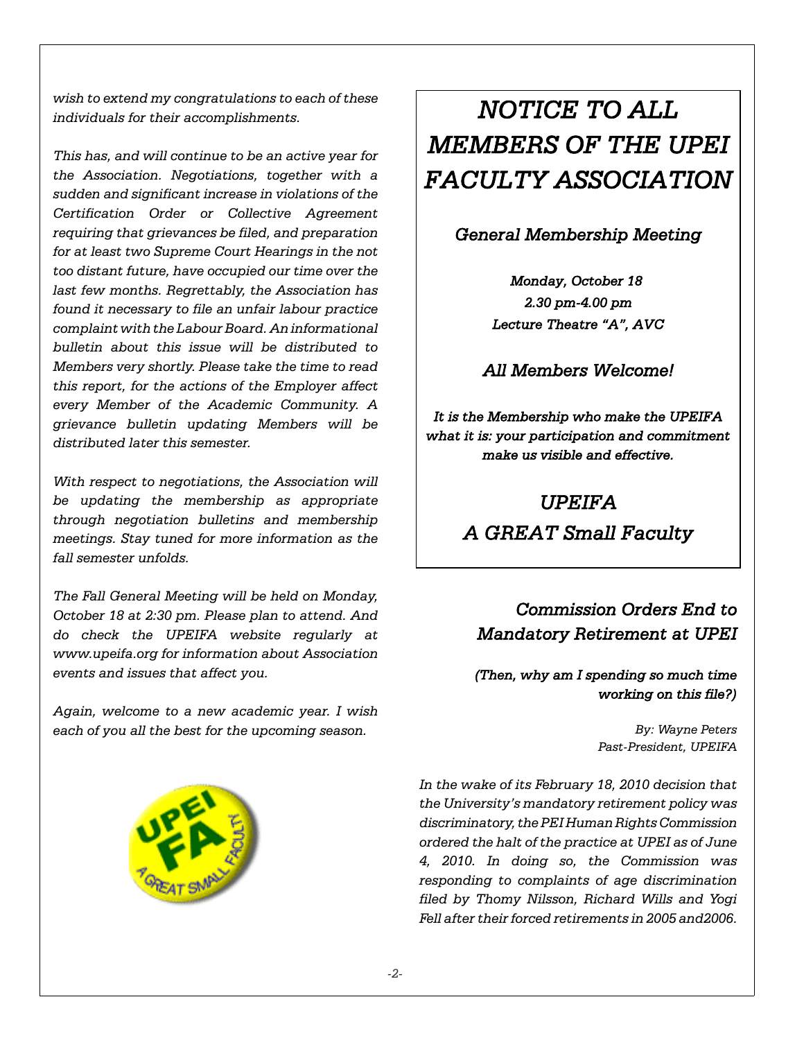*wish to extend my congratulations to each of these individuals for their accomplishments.*

*This has, and will continue to be an active year for the Association. Negotiations, together with a sudden and significant increase in violations of the Certification Order or Collective Agreement requiring that grievances be filed, and preparation for at least two Supreme Court Hearings in the not too distant future, have occupied our time over the last few months. Regrettably, the Association has found it necessary to file an unfair labour practice complaint with the Labour Board. An informational bulletin about this issue will be distributed to Members very shortly. Please take the time to read this report, for the actions of the Employer affect every Member of the Academic Community. A grievance bulletin updating Members will be distributed later this semester.*

*With respect to negotiations, the Association will be updating the membership as appropriate through negotiation bulletins and membership meetings. Stay tuned for more information as the fall semester unfolds.*

*The Fall General Meeting will be held on Monday, October 18 at 2:30 pm. Please plan to attend. And do check the UPEIFA website regularly at www.upeifa.org for information about Association events and issues that affect you.*

*Again, welcome to a new academic year. I wish each of you all the best for the upcoming season.*

# *NOTICE TO ALL MEMBERS OF THE UPEI FACULTY ASSOCIATION*

## *General Membership Meeting*

***Monday, October 18***
***2.30 pm-4.00 pm***
***Lecture Theatre "A", AVC***

### *All Members Welcome!*

***It is the Membership who make the UPEIFA what it is: your participation and commitment make us visible and effective.***

## *UPEIFA*
## *A GREAT Small Faculty*

## *Commission Orders End to Mandatory Retirement at UPEI*

***(Then, why am I spending so much time working on this file?)***

*By: Wayne Peters*
*Past-President, UPEIFA*

*In the wake of its February 18, 2010 decision that the University's mandatory retirement policy was discriminatory, the PEI Human Rights Commission ordered the halt of the practice at UPEI as of June 4, 2010. In doing so, the Commission was responding to complaints of age discrimination filed by Thomy Nilsson, Richard Wills and Yogi Fell after their forced retirements in 2005 and2006.*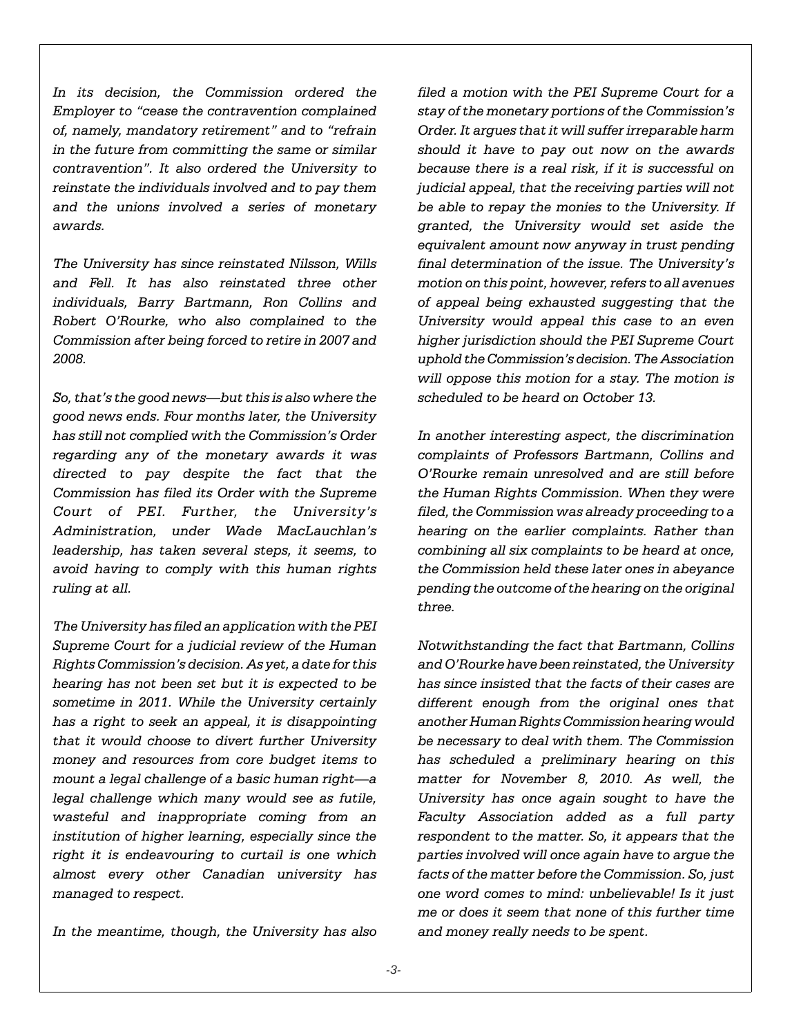*In its decision, the Commission ordered the Employer to "cease the contravention complained of, namely, mandatory retirement" and to "refrain in the future from committing the same or similar contravention". It also ordered the University to reinstate the individuals involved and to pay them and the unions involved a series of monetary awards.*

*The University has since reinstated Nilsson, Wills and Fell. It has also reinstated three other individuals, Barry Bartmann, Ron Collins and Robert O'Rourke, who also complained to the Commission after being forced to retire in 2007 and 2008.*

*So, that's the good news—but this is also where the good news ends. Four months later, the University has still not complied with the Commission's Order regarding any of the monetary awards it was directed to pay despite the fact that the Commission has filed its Order with the Supreme Court of PEI. Further, the University's Administration, under Wade MacLauchlan's leadership, has taken several steps, it seems, to avoid having to comply with this human rights ruling at all.*

*The University has filed an application with the PEI Supreme Court for a judicial review of the Human Rights Commission's decision. As yet, a date for this hearing has not been set but it is expected to be sometime in 2011. While the University certainly has a right to seek an appeal, it is disappointing that it would choose to divert further University money and resources from core budget items to mount a legal challenge of a basic human right—a legal challenge which many would see as futile, wasteful and inappropriate coming from an institution of higher learning, especially since the right it is endeavouring to curtail is one which almost every other Canadian university has managed to respect.*

*In the meantime, though, the University has also filed a motion with the PEI Supreme Court for a stay of the monetary portions of the Commission's Order. It argues that it will suffer irreparable harm should it have to pay out now on the awards because there is a real risk, if it is successful on judicial appeal, that the receiving parties will not be able to repay the monies to the University. If granted, the University would set aside the equivalent amount now anyway in trust pending final determination of the issue. The University's motion on this point, however, refers to all avenues of appeal being exhausted suggesting that the University would appeal this case to an even higher jurisdiction should the PEI Supreme Court uphold the Commission's decision. The Association will oppose this motion for a stay. The motion is scheduled to be heard on October 13.*

*In another interesting aspect, the discrimination complaints of Professors Bartmann, Collins and O'Rourke remain unresolved and are still before the Human Rights Commission. When they were filed, the Commission was already proceeding to a hearing on the earlier complaints. Rather than combining all six complaints to be heard at once, the Commission held these later ones in abeyance pending the outcome of the hearing on the original three.*

*Notwithstanding the fact that Bartmann, Collins and O'Rourke have been reinstated, the University has since insisted that the facts of their cases are different enough from the original ones that another Human Rights Commission hearing would be necessary to deal with them. The Commission has scheduled a preliminary hearing on this matter for November 8, 2010. As well, the University has once again sought to have the Faculty Association added as a full party respondent to the matter. So, it appears that the parties involved will once again have to argue the facts of the matter before the Commission. So, just one word comes to mind: unbelievable! Is it just me or does it seem that none of this further time and money really needs to be spent.*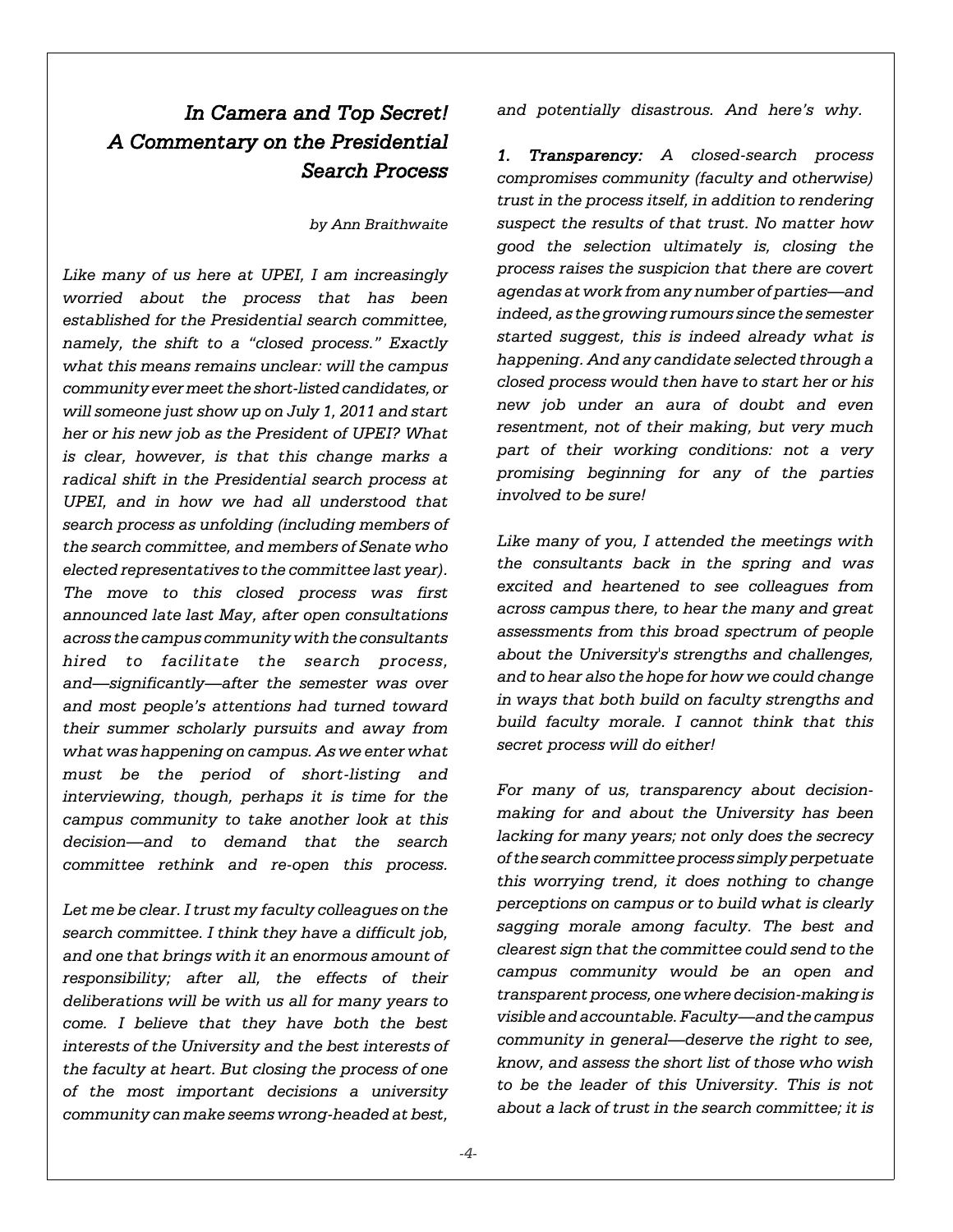## *In Camera and Top Secret! A Commentary on the Presidential Search Process*

*by Ann Braithwaite*

*Like many of us here at UPEI, I am increasingly worried about the process that has been established for the Presidential search committee, namely, the shift to a "closed process." Exactly what this means remains unclear: will the campus community ever meet the short-listed candidates, or will someone just show up on July 1, 2011 and start her or his new job as the President of UPEI? What is clear, however, is that this change marks a radical shift in the Presidential search process at UPEI, and in how we had all understood that search process as unfolding (including members of the search committee, and members of Senate who elected representatives to the committee last year). The move to this closed process was first announced late last May, after open consultations across the campus community with the consultants hired to facilitate the search process, and—significantly—after the semester was over and most people's attentions had turned toward their summer scholarly pursuits and away from what was happening on campus. As we enter what must be the period of short-listing and interviewing, though, perhaps it is time for the campus community to take another look at this decision—and to demand that the search committee rethink and re-open this process.*

*Let me be clear. I trust my faculty colleagues on the search committee. I think they have a difficult job, and one that brings with it an enormous amount of responsibility; after all, the effects of their deliberations will be with us all for many years to come. I believe that they have both the best interests of the University and the best interests of the faculty at heart. But closing the process of one of the most important decisions a university community can make seems wrong-headed at best, and potentially disastrous. And here's why.*

***1. Transparency:*** *A closed-search process compromises community (faculty and otherwise) trust in the process itself, in addition to rendering suspect the results of that trust. No matter how good the selection ultimately is, closing the process raises the suspicion that there are covert agendas at work from any number of parties—and indeed, as the growing rumours since the semester started suggest, this is indeed already what is happening. And any candidate selected through a closed process would then have to start her or his new job under an aura of doubt and even resentment, not of their making, but very much part of their working conditions: not a very promising beginning for any of the parties involved to be sure!*

*Like many of you, I attended the meetings with the consultants back in the spring and was excited and heartened to see colleagues from across campus there, to hear the many and great assessments from this broad spectrum of people about the University's strengths and challenges, and to hear also the hope for how we could change in ways that both build on faculty strengths and build faculty morale. I cannot think that this secret process will do either!*

*For many of us, transparency about decision-making for and about the University has been lacking for many years; not only does the secrecy of the search committee process simply perpetuate this worrying trend, it does nothing to change perceptions on campus or to build what is clearly sagging morale among faculty. The best and clearest sign that the committee could send to the campus community would be an open and transparent process, one where decision-making is visible and accountable. Faculty—and the campus community in general—deserve the right to see, know, and assess the short list of those who wish to be the leader of this University. This is not about a lack of trust in the search committee; it is*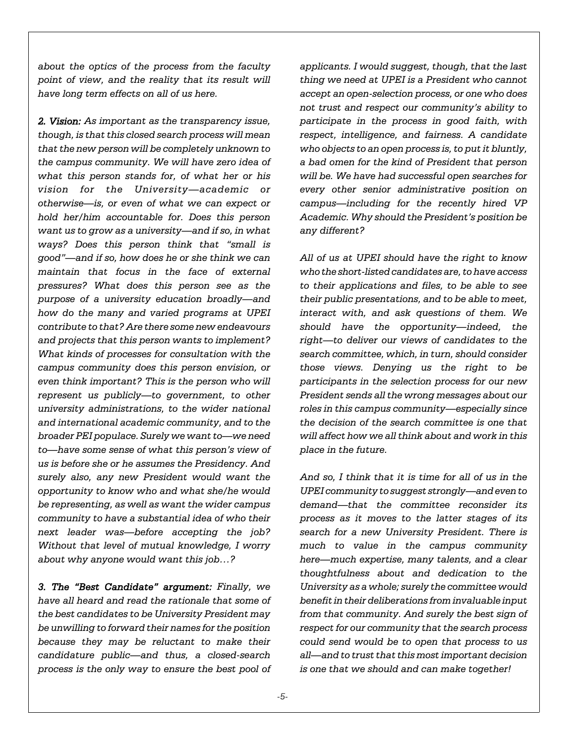*about the optics of the process from the faculty point of view, and the reality that its result will have long term effects on all of us here.*

***2. Vision:*** *As important as the transparency issue, though, is that this closed search process will mean that the new person will be completely unknown to the campus community. We will have zero idea of what this person stands for, of what her or his vision for the University—academic or otherwise—is, or even of what we can expect or hold her/him accountable for. Does this person want us to grow as a university—and if so, in what ways? Does this person think that "small is good"—and if so, how does he or she think we can maintain that focus in the face of external pressures? What does this person see as the purpose of a university education broadly—and how do the many and varied programs at UPEI contribute to that? Are there some new endeavours and projects that this person wants to implement? What kinds of processes for consultation with the campus community does this person envision, or even think important? This is the person who will represent us publicly—to government, to other university administrations, to the wider national and international academic community, and to the broader PEI populace. Surely we want to—we need to—have some sense of what this person's view of us is before she or he assumes the Presidency. And surely also, any new President would want the opportunity to know who and what she/he would be representing, as well as want the wider campus community to have a substantial idea of who their next leader was—before accepting the job? Without that level of mutual knowledge, I worry about why anyone would want this job…?*

***3. The "Best Candidate" argument:*** *Finally, we have all heard and read the rationale that some of the best candidates to be University President may be unwilling to forward their names for the position because they may be reluctant to make their candidature public—and thus, a closed-search process is the only way to ensure the best pool of applicants. I would suggest, though, that the last thing we need at UPEI is a President who cannot accept an open-selection process, or one who does not trust and respect our community's ability to participate in the process in good faith, with respect, intelligence, and fairness. A candidate who objects to an open process is, to put it bluntly, a bad omen for the kind of President that person will be. We have had successful open searches for every other senior administrative position on campus—including for the recently hired VP Academic. Why should the President's position be any different?*

*All of us at UPEI should have the right to know who the short-listed candidates are, to have access to their applications and files, to be able to see their public presentations, and to be able to meet, interact with, and ask questions of them. We should have the opportunity—indeed, the right—to deliver our views of candidates to the search committee, which, in turn, should consider those views. Denying us the right to be participants in the selection process for our new President sends all the wrong messages about our roles in this campus community—especially since the decision of the search committee is one that will affect how we all think about and work in this place in the future.*

*And so, I think that it is time for all of us in the UPEI community to suggest strongly—and even to demand—that the committee reconsider its process as it moves to the latter stages of its search for a new University President. There is much to value in the campus community here—much expertise, many talents, and a clear thoughtfulness about and dedication to the University as a whole; surely the committee would benefit in their deliberations from invaluable input from that community. And surely the best sign of respect for our community that the search process could send would be to open that process to us all—and to trust that this most important decision is one that we should and can make together!*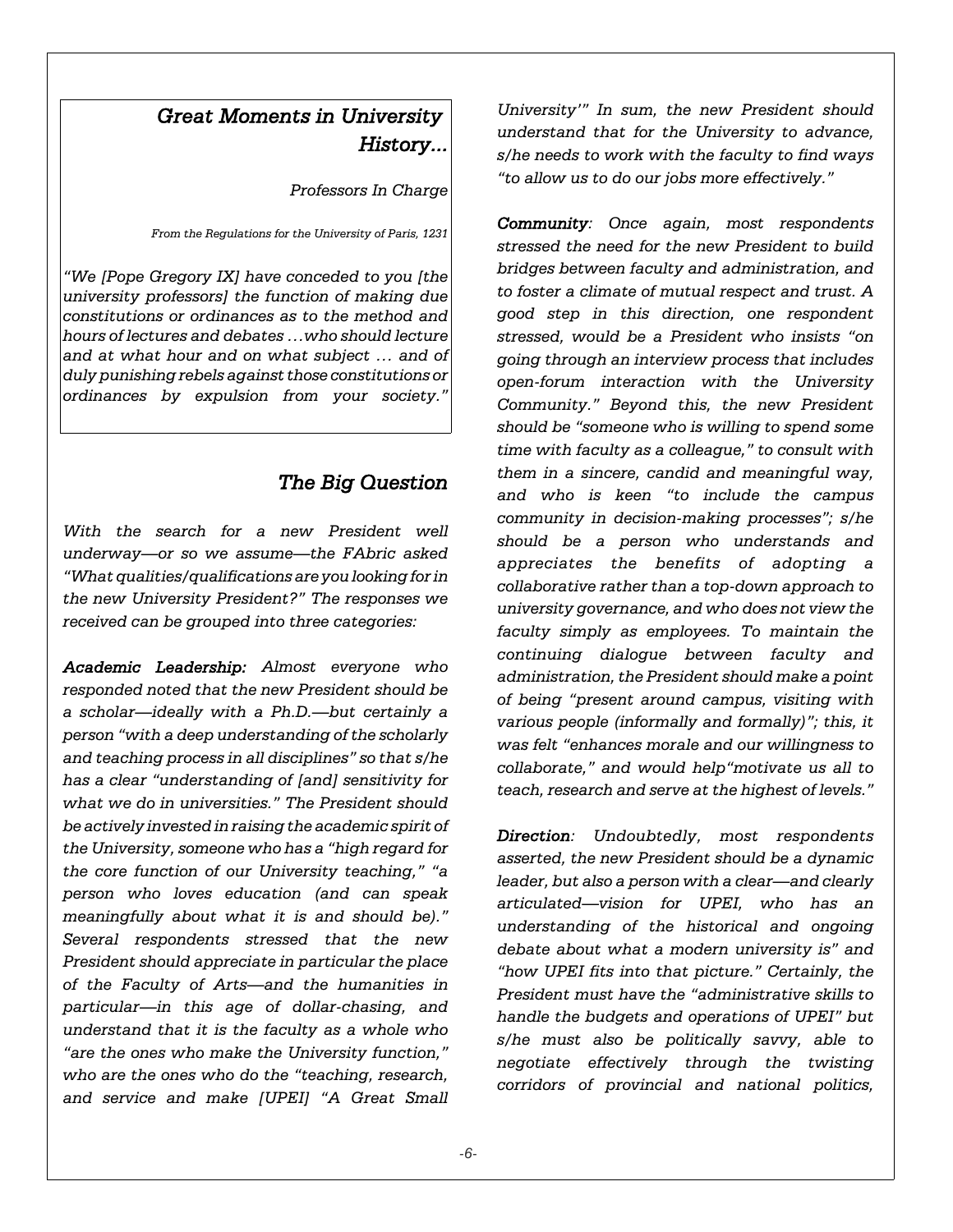## *Great Moments in University History...*

*Professors In Charge*

*From the Regulations for the University of Paris, 1231*

*"We [Pope Gregory IX] have conceded to you [the university professors] the function of making due constitutions or ordinances as to the method and hours of lectures and debates …who should lecture and at what hour and on what subject … and of duly punishing rebels against those constitutions or ordinances by expulsion from your society."*

## *The Big Question*

*With the search for a new President well underway—or so we assume—the FAbric asked "What qualities/qualifications are you looking for in the new University President?" The responses we received can be grouped into three categories:*

***Academic Leadership:*** *Almost everyone who responded noted that the new President should be a scholar—ideally with a Ph.D.—but certainly a person "with a deep understanding of the scholarly and teaching process in all disciplines" so that s/he has a clear "understanding of [and] sensitivity for what we do in universities." The President should be actively invested in raising the academic spirit of the University, someone who has a "high regard for the core function of our University teaching," "a person who loves education (and can speak meaningfully about what it is and should be)." Several respondents stressed that the new President should appreciate in particular the place of the Faculty of Arts—and the humanities in particular—in this age of dollar-chasing, and understand that it is the faculty as a whole who "are the ones who make the University function," who are the ones who do the "teaching, research, and service and make [UPEI] "A Great Small University'" In sum, the new President should understand that for the University to advance, s/he needs to work with the faculty to find ways "to allow us to do our jobs more effectively."*

***Community****: Once again, most respondents stressed the need for the new President to build bridges between faculty and administration, and to foster a climate of mutual respect and trust. A good step in this direction, one respondent stressed, would be a President who insists "on going through an interview process that includes open-forum interaction with the University Community." Beyond this, the new President should be "someone who is willing to spend some time with faculty as a colleague," to consult with them in a sincere, candid and meaningful way, and who is keen "to include the campus community in decision-making processes"; s/he should be a person who understands and appreciates the benefits of adopting a collaborative rather than a top-down approach to university governance, and who does not view the faculty simply as employees. To maintain the continuing dialogue between faculty and administration, the President should make a point of being "present around campus, visiting with various people (informally and formally)"; this, it was felt "enhances morale and our willingness to collaborate," and would help"motivate us all to teach, research and serve at the highest of levels."*

***Direction****: Undoubtedly, most respondents asserted, the new President should be a dynamic leader, but also a person with a clear—and clearly articulated—vision for UPEI, who has an understanding of the historical and ongoing debate about what a modern university is" and "how UPEI fits into that picture." Certainly, the President must have the "administrative skills to handle the budgets and operations of UPEI" but s/he must also be politically savvy, able to negotiate effectively through the twisting corridors of provincial and national politics,*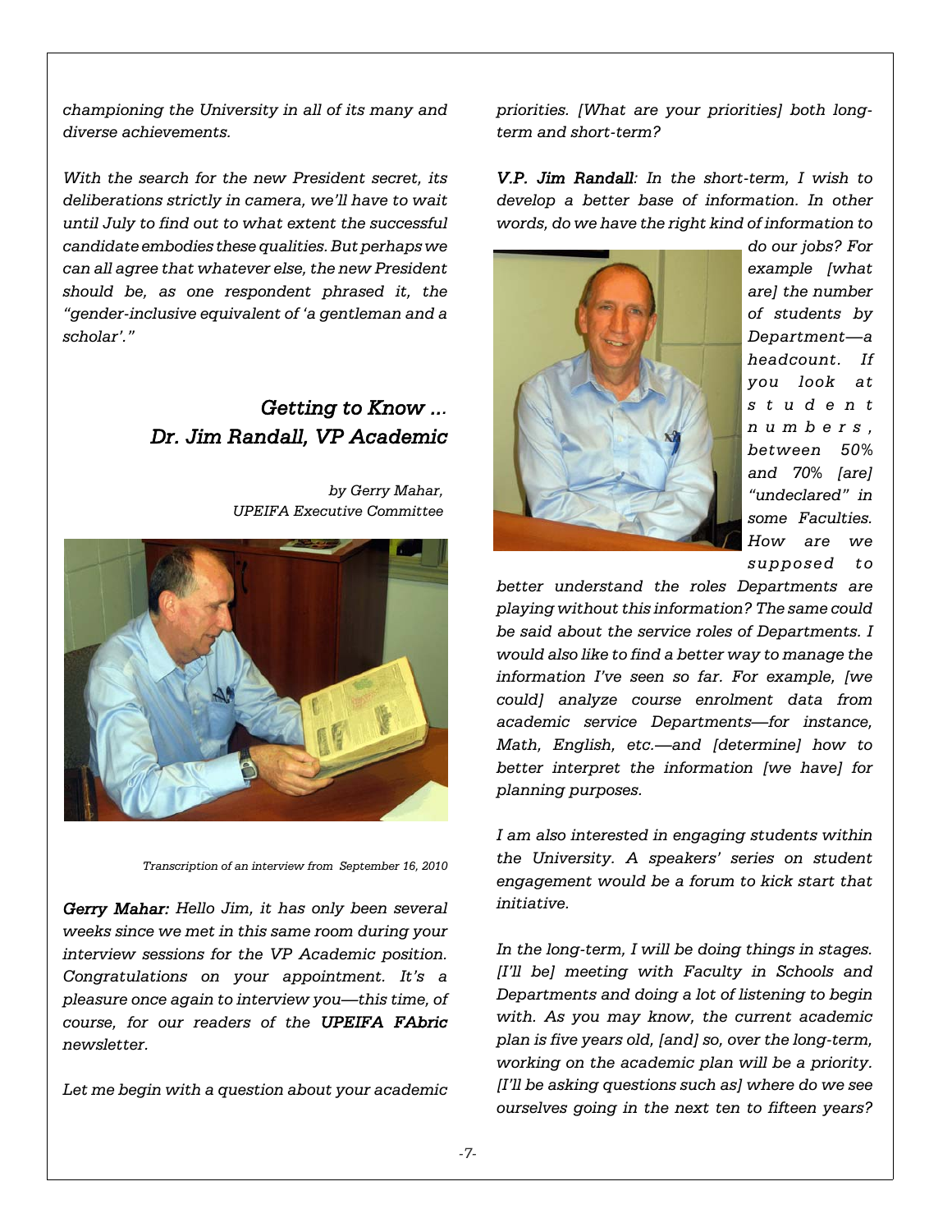*championing the University in all of its many and diverse achievements.*

*With the search for the new President secret, its deliberations strictly in camera, we'll have to wait until July to find out to what extent the successful candidate embodies these qualities. But perhaps we can all agree that whatever else, the new President should be, as one respondent phrased it, the "gender-inclusive equivalent of 'a gentleman and a scholar'."*

## *Getting to Know ... Dr. Jim Randall, VP Academic*

*by Gerry Mahar, UPEIFA Executive Committee*

*Transcription of an interview from September 16, 2010*

***Gerry Mahar:*** *Hello Jim, it has only been several weeks since we met in this same room during your interview sessions for the VP Academic position. Congratulations on your appointment. It's a pleasure once again to interview you—this time, of course, for our readers of the* ***UPEIFA FAbric*** *newsletter.*

*Let me begin with a question about your academic priorities. [What are your priorities] both long-term and short-term?*

***V.P. Jim Randall****: In the short-term, I wish to develop a better base of information. In other words, do we have the right kind of information to do our jobs? For example [what are] the number of students by Department—a headcount. If you look at student numbers, between 50% and 70% [are] "undeclared" in some Faculties. How are we supposed to better understand the roles Departments are playing without this information? The same could be said about the service roles of Departments. I would also like to find a better way to manage the information I've seen so far. For example, [we could] analyze course enrolment data from academic service Departments—for instance, Math, English, etc.—and [determine] how to better interpret the information [we have] for planning purposes.*

*I am also interested in engaging students within the University. A speakers' series on student engagement would be a forum to kick start that initiative.*

*In the long-term, I will be doing things in stages. [I'll be] meeting with Faculty in Schools and Departments and doing a lot of listening to begin with. As you may know, the current academic plan is five years old, [and] so, over the long-term, working on the academic plan will be a priority. [I'll be asking questions such as] where do we see ourselves going in the next ten to fifteen years?*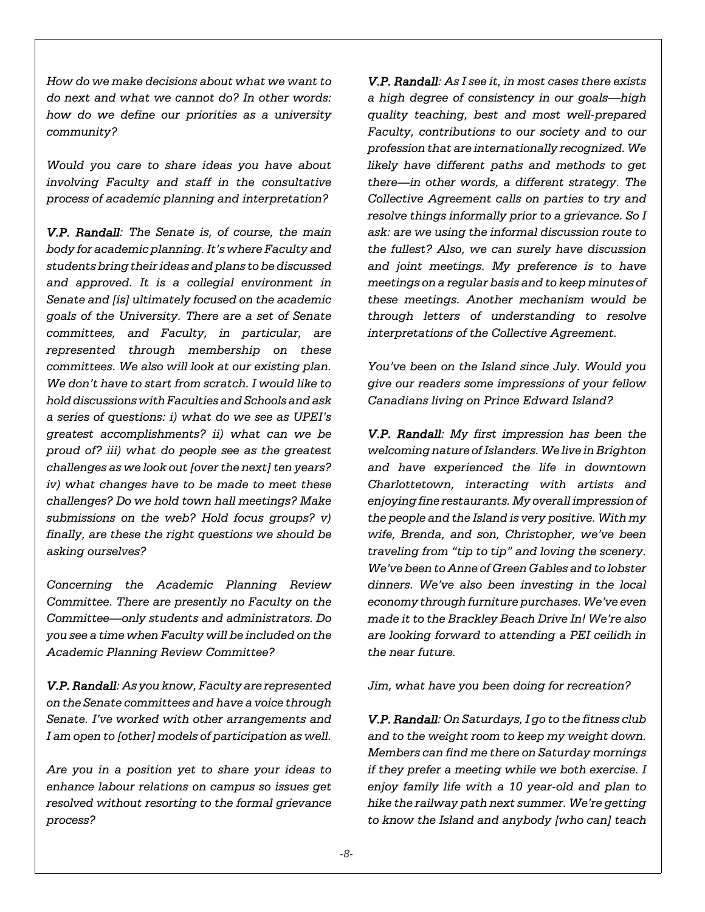*How do we make decisions about what we want to do next and what we cannot do? In other words: how do we define our priorities as a university community?*

*Would you care to share ideas you have about involving Faculty and staff in the consultative process of academic planning and interpretation?*

***V.P. Randall**: The Senate is, of course, the main body for academic planning. It's where Faculty and students bring their ideas and plans to be discussed and approved. It is a collegial environment in Senate and [is] ultimately focused on the academic goals of the University. There are a set of Senate committees, and Faculty, in particular, are represented through membership on these committees. We also will look at our existing plan. We don't have to start from scratch. I would like to hold discussions with Faculties and Schools and ask a series of questions: i) what do we see as UPEI's greatest accomplishments? ii) what can we be proud of? iii) what do people see as the greatest challenges as we look out [over the next] ten years? iv) what changes have to be made to meet these challenges? Do we hold town hall meetings? Make submissions on the web? Hold focus groups? v) finally, are these the right questions we should be asking ourselves?*

*Concerning the Academic Planning Review Committee. There are presently no Faculty on the Committee—only students and administrators. Do you see a time when Faculty will be included on the Academic Planning Review Committee?*

***V.P. Randall**: As you know, Faculty are represented on the Senate committees and have a voice through Senate. I've worked with other arrangements and I am open to [other] models of participation as well.*

*Are you in a position yet to share your ideas to enhance labour relations on campus so issues get resolved without resorting to the formal grievance process?*

***V.P. Randall**: As I see it, in most cases there exists a high degree of consistency in our goals—high quality teaching, best and most well-prepared Faculty, contributions to our society and to our profession that are internationally recognized. We likely have different paths and methods to get there—in other words, a different strategy. The Collective Agreement calls on parties to try and resolve things informally prior to a grievance. So I ask: are we using the informal discussion route to the fullest? Also, we can surely have discussion and joint meetings. My preference is to have meetings on a regular basis and to keep minutes of these meetings. Another mechanism would be through letters of understanding to resolve interpretations of the Collective Agreement.*

*You've been on the Island since July. Would you give our readers some impressions of your fellow Canadians living on Prince Edward Island?*

***V.P. Randall**: My first impression has been the welcoming nature of Islanders. We live in Brighton and have experienced the life in downtown Charlottetown, interacting with artists and enjoying fine restaurants. My overall impression of the people and the Island is very positive. With my wife, Brenda, and son, Christopher, we've been traveling from "tip to tip" and loving the scenery. We've been to Anne of Green Gables and to lobster dinners. We've also been investing in the local economy through furniture purchases. We've even made it to the Brackley Beach Drive In! We're also are looking forward to attending a PEI ceilidh in the near future.*

*Jim, what have you been doing for recreation?*

***V.P. Randall**: On Saturdays, I go to the fitness club and to the weight room to keep my weight down. Members can find me there on Saturday mornings if they prefer a meeting while we both exercise. I enjoy family life with a 10 year-old and plan to hike the railway path next summer. We're getting to know the Island and anybody [who can] teach*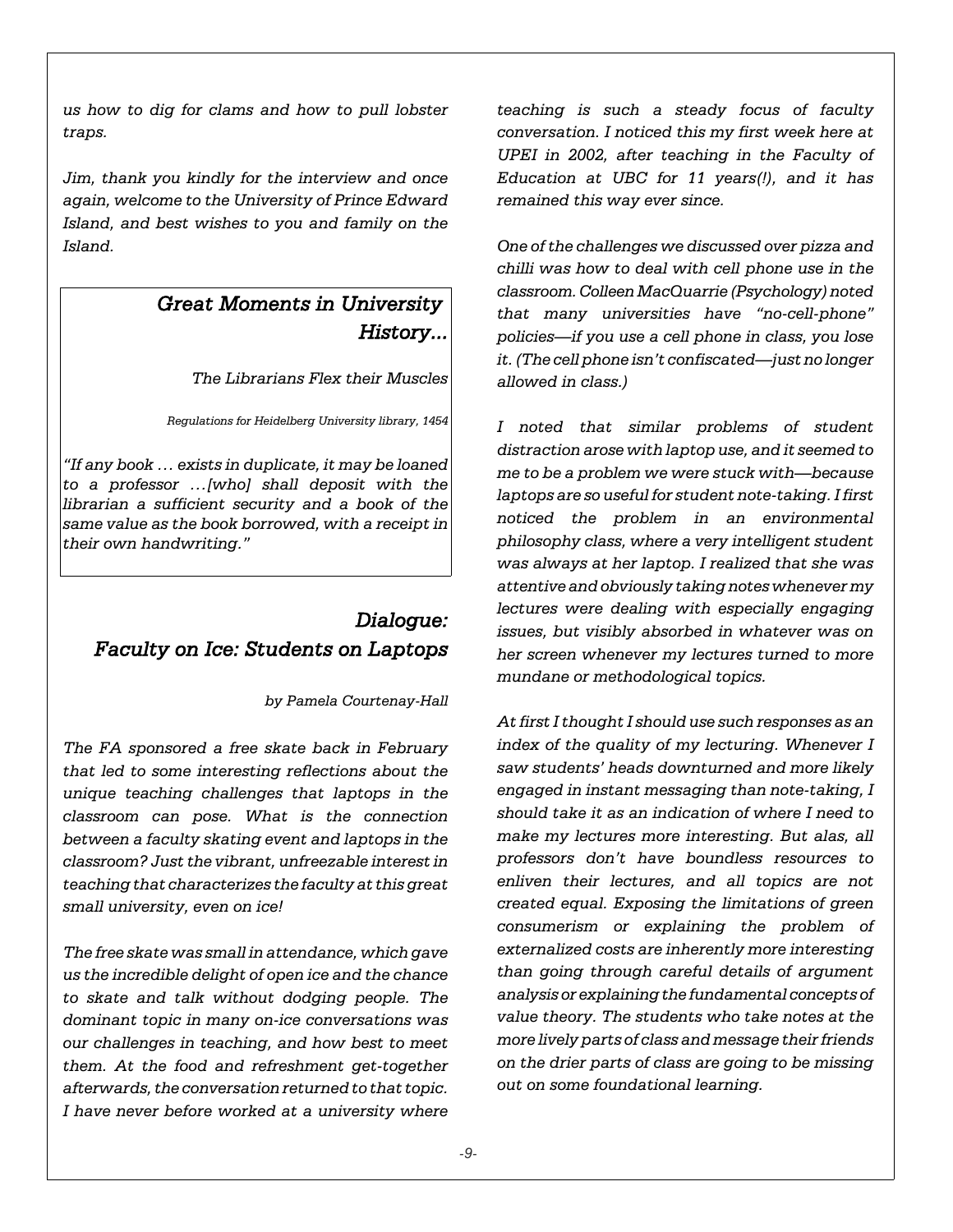*us how to dig for clams and how to pull lobster traps.*

*Jim, thank you kindly for the interview and once again, welcome to the University of Prince Edward Island, and best wishes to you and family on the Island.*

> ### *Great Moments in University History...*
>
> *The Librarians Flex their Muscles*
>
> *Regulations for Heidelberg University library, 1454*
>
> *"If any book … exists in duplicate, it may be loaned to a professor …[who] shall deposit with the librarian a sufficient security and a book of the same value as the book borrowed, with a receipt in their own handwriting."*

## *Dialogue: Faculty on Ice: Students on Laptops*

*by Pamela Courtenay-Hall*

*The FA sponsored a free skate back in February that led to some interesting reflections about the unique teaching challenges that laptops in the classroom can pose. What is the connection between a faculty skating event and laptops in the classroom? Just the vibrant, unfreezable interest in teaching that characterizes the faculty at this great small university, even on ice!*

*The free skate was small in attendance, which gave us the incredible delight of open ice and the chance to skate and talk without dodging people. The dominant topic in many on-ice conversations was our challenges in teaching, and how best to meet them. At the food and refreshment get-together afterwards, the conversation returned to that topic. I have never before worked at a university where teaching is such a steady focus of faculty conversation. I noticed this my first week here at UPEI in 2002, after teaching in the Faculty of Education at UBC for 11 years(!), and it has remained this way ever since.*

*One of the challenges we discussed over pizza and chilli was how to deal with cell phone use in the classroom. Colleen MacQuarrie (Psychology) noted that many universities have "no-cell-phone" policies—if you use a cell phone in class, you lose it. (The cell phone isn't confiscated—just no longer allowed in class.)*

*I noted that similar problems of student distraction arose with laptop use, and it seemed to me to be a problem we were stuck with—because laptops are so useful for student note-taking. I first noticed the problem in an environmental philosophy class, where a very intelligent student was always at her laptop. I realized that she was attentive and obviously taking notes whenever my lectures were dealing with especially engaging issues, but visibly absorbed in whatever was on her screen whenever my lectures turned to more mundane or methodological topics.*

*At first I thought I should use such responses as an index of the quality of my lecturing. Whenever I saw students' heads downturned and more likely engaged in instant messaging than note-taking, I should take it as an indication of where I need to make my lectures more interesting. But alas, all professors don't have boundless resources to enliven their lectures, and all topics are not created equal. Exposing the limitations of green consumerism or explaining the problem of externalized costs are inherently more interesting than going through careful details of argument analysis or explaining the fundamental concepts of value theory. The students who take notes at the more lively parts of class and message their friends on the drier parts of class are going to be missing out on some foundational learning.*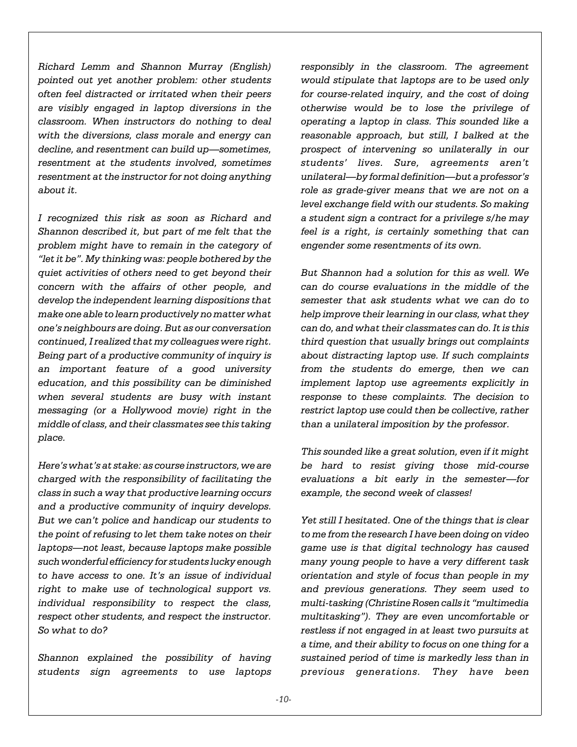*Richard Lemm and Shannon Murray (English) pointed out yet another problem: other students often feel distracted or irritated when their peers are visibly engaged in laptop diversions in the classroom. When instructors do nothing to deal with the diversions, class morale and energy can decline, and resentment can build up—sometimes, resentment at the students involved, sometimes resentment at the instructor for not doing anything about it.*

*I recognized this risk as soon as Richard and Shannon described it, but part of me felt that the problem might have to remain in the category of "let it be". My thinking was: people bothered by the quiet activities of others need to get beyond their concern with the affairs of other people, and develop the independent learning dispositions that make one able to learn productively no matter what one's neighbours are doing. But as our conversation continued, I realized that my colleagues were right. Being part of a productive community of inquiry is an important feature of a good university education, and this possibility can be diminished when several students are busy with instant messaging (or a Hollywood movie) right in the middle of class, and their classmates see this taking place.*

*Here's what's at stake: as course instructors, we are charged with the responsibility of facilitating the class in such a way that productive learning occurs and a productive community of inquiry develops. But we can't police and handicap our students to the point of refusing to let them take notes on their laptops—not least, because laptops make possible such wonderful efficiency for students lucky enough to have access to one. It's an issue of individual right to make use of technological support vs. individual responsibility to respect the class, respect other students, and respect the instructor. So what to do?*

*Shannon explained the possibility of having students sign agreements to use laptops responsibly in the classroom. The agreement would stipulate that laptops are to be used only for course-related inquiry, and the cost of doing otherwise would be to lose the privilege of operating a laptop in class. This sounded like a reasonable approach, but still, I balked at the prospect of intervening so unilaterally in our students' lives. Sure, agreements aren't unilateral—by formal definition—but a professor's role as grade-giver means that we are not on a level exchange field with our students. So making a student sign a contract for a privilege s/he may feel is a right, is certainly something that can engender some resentments of its own.*

*But Shannon had a solution for this as well. We can do course evaluations in the middle of the semester that ask students what we can do to help improve their learning in our class, what they can do, and what their classmates can do. It is this third question that usually brings out complaints about distracting laptop use. If such complaints from the students do emerge, then we can implement laptop use agreements explicitly in response to these complaints. The decision to restrict laptop use could then be collective, rather than a unilateral imposition by the professor.*

*This sounded like a great solution, even if it might be hard to resist giving those mid-course evaluations a bit early in the semester—for example, the second week of classes!*

*Yet still I hesitated. One of the things that is clear to me from the research I have been doing on video game use is that digital technology has caused many young people to have a very different task orientation and style of focus than people in my and previous generations. They seem used to multi-tasking (Christine Rosen calls it "multimedia multitasking"). They are even uncomfortable or restless if not engaged in at least two pursuits at a time, and their ability to focus on one thing for a sustained period of time is markedly less than in previous generations. They have been*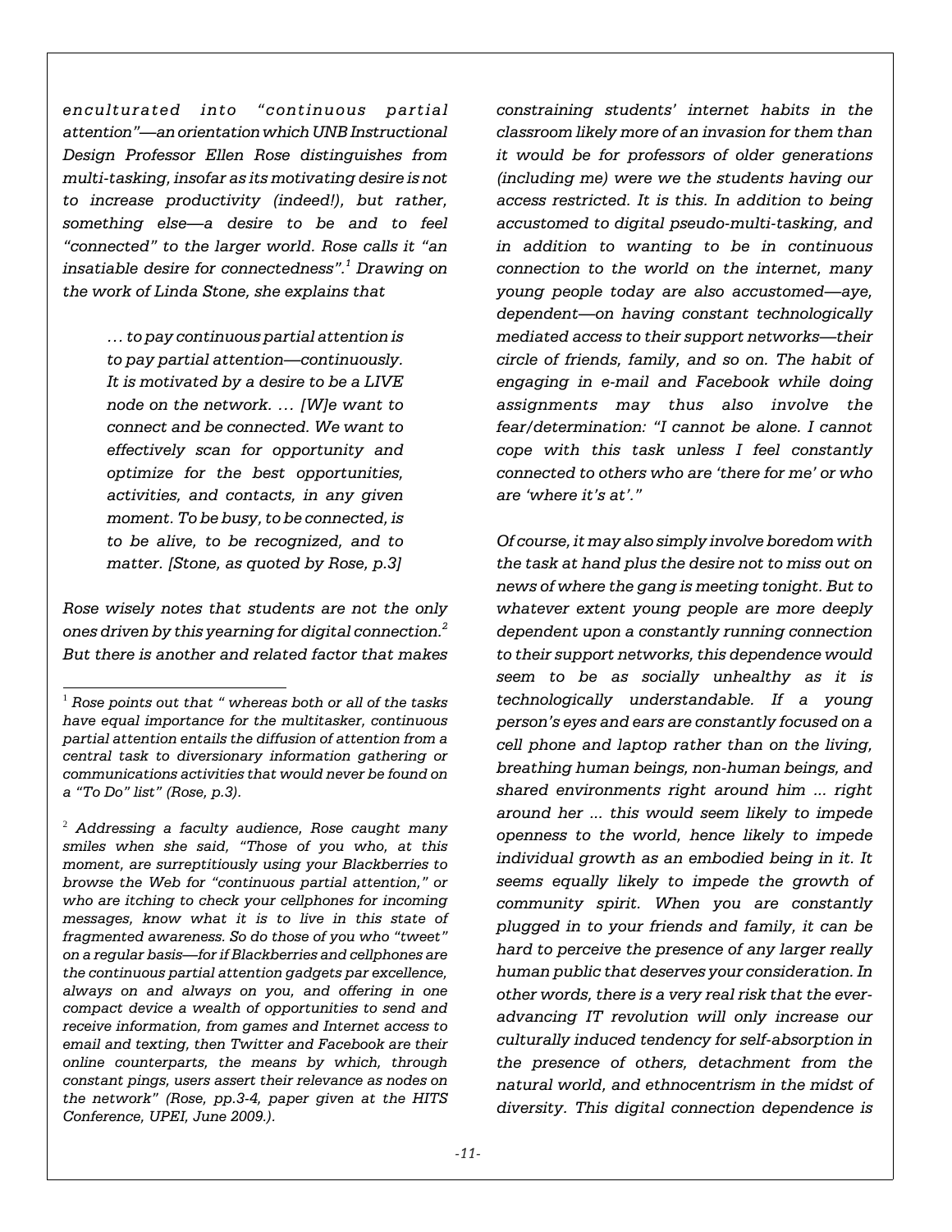*enculturated into "continuous partial attention"—an orientation which UNB Instructional Design Professor Ellen Rose distinguishes from multi-tasking, insofar as its motivating desire is not to increase productivity (indeed!), but rather, something else—a desire to be and to feel "connected" to the larger world. Rose calls it "an insatiable desire for connectedness".[1] Drawing on the work of Linda Stone, she explains that*

> *… to pay continuous partial attention is to pay partial attention—continuously. It is motivated by a desire to be a LIVE node on the network. … [W]e want to connect and be connected. We want to effectively scan for opportunity and optimize for the best opportunities, activities, and contacts, in any given moment. To be busy, to be connected, is to be alive, to be recognized, and to matter. [Stone, as quoted by Rose, p.3]*

*Rose wisely notes that students are not the only ones driven by this yearning for digital connection.[2] But there is another and related factor that makes constraining students' internet habits in the classroom likely more of an invasion for them than it would be for professors of older generations (including me) were we the students having our access restricted. It is this. In addition to being accustomed to digital pseudo-multi-tasking, and in addition to wanting to be in continuous connection to the world on the internet, many young people today are also accustomed—aye, dependent—on having constant technologically mediated access to their support networks—their circle of friends, family, and so on. The habit of engaging in e-mail and Facebook while doing assignments may thus also involve the fear/determination: "I cannot be alone. I cannot cope with this task unless I feel constantly connected to others who are 'there for me' or who are 'where it's at'."*

*Of course, it may also simply involve boredom with the task at hand plus the desire not to miss out on news of where the gang is meeting tonight. But to whatever extent young people are more deeply dependent upon a constantly running connection to their support networks, this dependence would seem to be as socially unhealthy as it is technologically understandable. If a young person's eyes and ears are constantly focused on a cell phone and laptop rather than on the living, breathing human beings, non-human beings, and shared environments right around him ... right around her ... this would seem likely to impede openness to the world, hence likely to impede individual growth as an embodied being in it. It seems equally likely to impede the growth of community spirit. When you are constantly plugged in to your friends and family, it can be hard to perceive the presence of any larger really human public that deserves your consideration. In other words, there is a very real risk that the ever-advancing IT revolution will only increase our culturally induced tendency for self-absorption in the presence of others, detachment from the natural world, and ethnocentrism in the midst of diversity. This digital connection dependence is*

---

[1] *Rose points out that " whereas both or all of the tasks have equal importance for the multitasker, continuous partial attention entails the diffusion of attention from a central task to diversionary information gathering or communications activities that would never be found on a "To Do" list" (Rose, p.3).*

[2] *Addressing a faculty audience, Rose caught many smiles when she said, "Those of you who, at this moment, are surreptitiously using your Blackberries to browse the Web for "continuous partial attention," or who are itching to check your cellphones for incoming messages, know what it is to live in this state of fragmented awareness. So do those of you who "tweet" on a regular basis—for if Blackberries and cellphones are the continuous partial attention gadgets par excellence, always on and always on you, and offering in one compact device a wealth of opportunities to send and receive information, from games and Internet access to email and texting, then Twitter and Facebook are their online counterparts, the means by which, through constant pings, users assert their relevance as nodes on the network" (Rose, pp.3-4, paper given at the HITS Conference, UPEI, June 2009.).*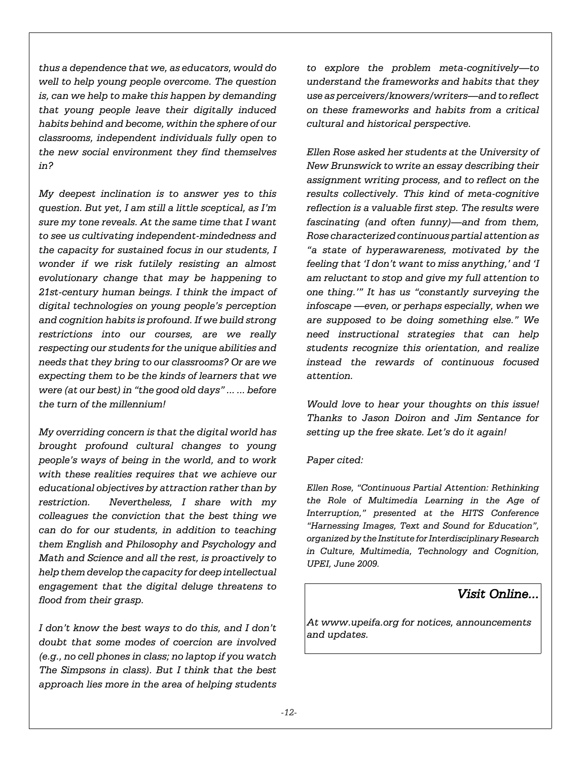*thus a dependence that we, as educators, would do well to help young people overcome. The question is, can we help to make this happen by demanding that young people leave their digitally induced habits behind and become, within the sphere of our classrooms, independent individuals fully open to the new social environment they find themselves in?*

*My deepest inclination is to answer yes to this question. But yet, I am still a little sceptical, as I'm sure my tone reveals. At the same time that I want to see us cultivating independent-mindedness and the capacity for sustained focus in our students, I wonder if we risk futilely resisting an almost evolutionary change that may be happening to 21st-century human beings. I think the impact of digital technologies on young people's perception and cognition habits is profound. If we build strong restrictions into our courses, are we really respecting our students for the unique abilities and needs that they bring to our classrooms? Or are we expecting them to be the kinds of learners that we were (at our best) in "the good old days" ... ... before the turn of the millennium!*

*My overriding concern is that the digital world has brought profound cultural changes to young people's ways of being in the world, and to work with these realities requires that we achieve our educational objectives by attraction rather than by restriction. Nevertheless, I share with my colleagues the conviction that the best thing we can do for our students, in addition to teaching them English and Philosophy and Psychology and Math and Science and all the rest, is proactively to help them develop the capacity for deep intellectual engagement that the digital deluge threatens to flood from their grasp.*

*I don't know the best ways to do this, and I don't doubt that some modes of coercion are involved (e.g., no cell phones in class; no laptop if you watch The Simpsons in class). But I think that the best approach lies more in the area of helping students to explore the problem meta-cognitively—to understand the frameworks and habits that they use as perceivers/knowers/writers—and to reflect on these frameworks and habits from a critical cultural and historical perspective.*

*Ellen Rose asked her students at the University of New Brunswick to write an essay describing their assignment writing process, and to reflect on the results collectively. This kind of meta-cognitive reflection is a valuable first step. The results were fascinating (and often funny)—and from them, Rose characterized continuous partial attention as "a state of hyperawareness, motivated by the feeling that 'I don't want to miss anything,' and 'I am reluctant to stop and give my full attention to one thing.'" It has us "constantly surveying the infoscape —even, or perhaps especially, when we are supposed to be doing something else." We need instructional strategies that can help students recognize this orientation, and realize instead the rewards of continuous focused attention.*

*Would love to hear your thoughts on this issue! Thanks to Jason Doiron and Jim Sentance for setting up the free skate. Let's do it again!*

*Paper cited:*

*Ellen Rose, "Continuous Partial Attention: Rethinking the Role of Multimedia Learning in the Age of Interruption," presented at the HITS Conference "Harnessing Images, Text and Sound for Education", organized by the Institute for Interdisciplinary Research in Culture, Multimedia, Technology and Cognition, UPEI, June 2009.*

## *Visit Online...*

*At www.upeifa.org for notices, announcements and updates.*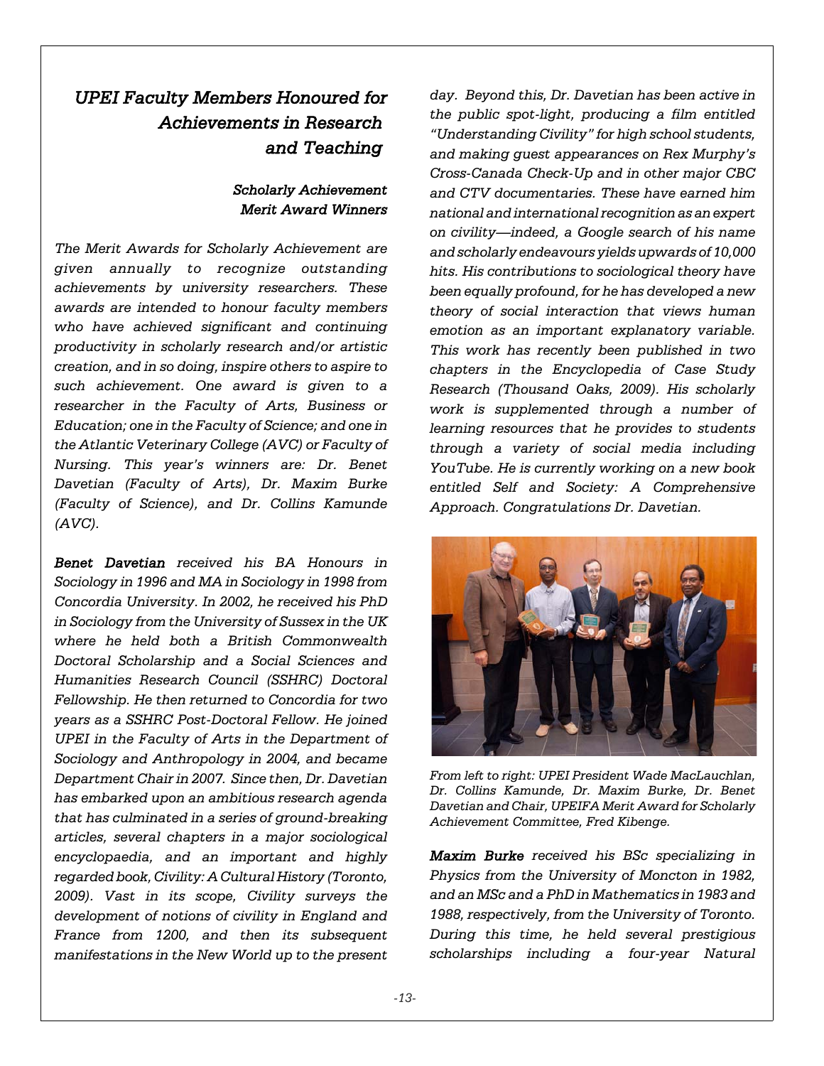## *UPEI Faculty Members Honoured for Achievements in Research and Teaching*

### *Scholarly Achievement Merit Award Winners*

*The Merit Awards for Scholarly Achievement are given annually to recognize outstanding achievements by university researchers. These awards are intended to honour faculty members who have achieved significant and continuing productivity in scholarly research and/or artistic creation, and in so doing, inspire others to aspire to such achievement. One award is given to a researcher in the Faculty of Arts, Business or Education; one in the Faculty of Science; and one in the Atlantic Veterinary College (AVC) or Faculty of Nursing. This year's winners are: Dr. Benet Davetian (Faculty of Arts), Dr. Maxim Burke (Faculty of Science), and Dr. Collins Kamunde (AVC).*

***Benet Davetian*** *received his BA Honours in Sociology in 1996 and MA in Sociology in 1998 from Concordia University. In 2002, he received his PhD in Sociology from the University of Sussex in the UK where he held both a British Commonwealth Doctoral Scholarship and a Social Sciences and Humanities Research Council (SSHRC) Doctoral Fellowship. He then returned to Concordia for two years as a SSHRC Post-Doctoral Fellow. He joined UPEI in the Faculty of Arts in the Department of Sociology and Anthropology in 2004, and became Department Chair in 2007. Since then, Dr. Davetian has embarked upon an ambitious research agenda that has culminated in a series of ground-breaking articles, several chapters in a major sociological encyclopaedia, and an important and highly regarded book, Civility: A Cultural History (Toronto, 2009). Vast in its scope, Civility surveys the development of notions of civility in England and France from 1200, and then its subsequent manifestations in the New World up to the present day. Beyond this, Dr. Davetian has been active in the public spot-light, producing a film entitled "Understanding Civility" for high school students, and making guest appearances on Rex Murphy's Cross-Canada Check-Up and in other major CBC and CTV documentaries. These have earned him national and international recognition as an expert on civility—indeed, a Google search of his name and scholarly endeavours yields upwards of 10,000 hits. His contributions to sociological theory have been equally profound, for he has developed a new theory of social interaction that views human emotion as an important explanatory variable. This work has recently been published in two chapters in the Encyclopedia of Case Study Research (Thousand Oaks, 2009). His scholarly work is supplemented through a number of learning resources that he provides to students through a variety of social media including YouTube. He is currently working on a new book entitled Self and Society: A Comprehensive Approach. Congratulations Dr. Davetian.*

*From left to right: UPEI President Wade MacLauchlan, Dr. Collins Kamunde, Dr. Maxim Burke, Dr. Benet Davetian and Chair, UPEIFA Merit Award for Scholarly Achievement Committee, Fred Kibenge.*

***Maxim Burke*** *received his BSc specializing in Physics from the University of Moncton in 1982, and an MSc and a PhD in Mathematics in 1983 and 1988, respectively, from the University of Toronto. During this time, he held several prestigious scholarships including a four-year Natural*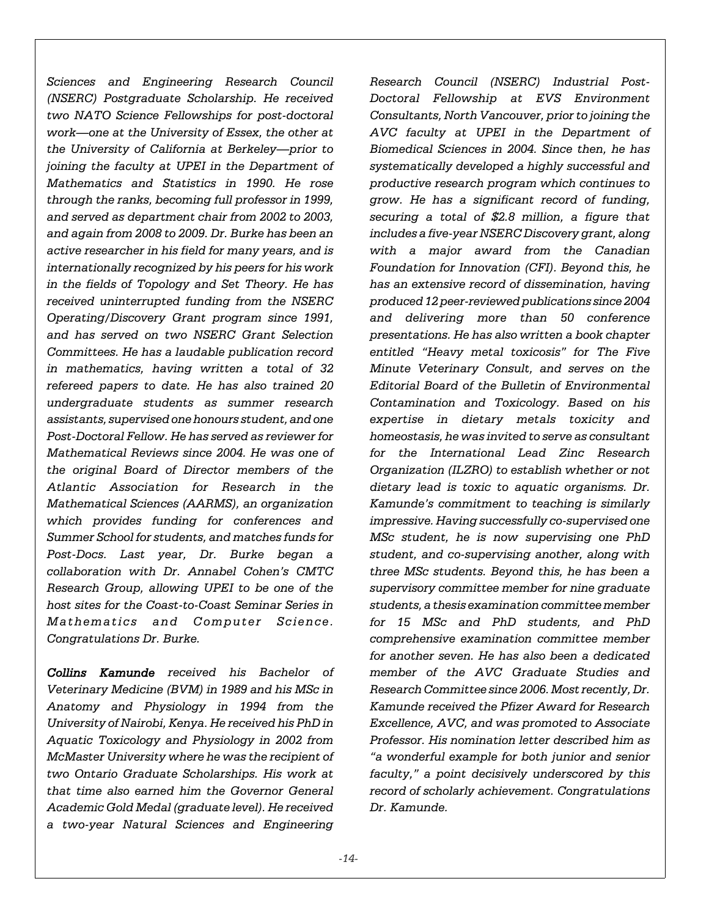*Sciences and Engineering Research Council (NSERC) Postgraduate Scholarship. He received two NATO Science Fellowships for post-doctoral work—one at the University of Essex, the other at the University of California at Berkeley—prior to joining the faculty at UPEI in the Department of Mathematics and Statistics in 1990. He rose through the ranks, becoming full professor in 1999, and served as department chair from 2002 to 2003, and again from 2008 to 2009. Dr. Burke has been an active researcher in his field for many years, and is internationally recognized by his peers for his work in the fields of Topology and Set Theory. He has received uninterrupted funding from the NSERC Operating/Discovery Grant program since 1991, and has served on two NSERC Grant Selection Committees. He has a laudable publication record in mathematics, having written a total of 32 refereed papers to date. He has also trained 20 undergraduate students as summer research assistants, supervised one honours student, and one Post-Doctoral Fellow. He has served as reviewer for Mathematical Reviews since 2004. He was one of the original Board of Director members of the Atlantic Association for Research in the Mathematical Sciences (AARMS), an organization which provides funding for conferences and Summer School for students, and matches funds for Post-Docs. Last year, Dr. Burke began a collaboration with Dr. Annabel Cohen's CMTC Research Group, allowing UPEI to be one of the host sites for the Coast-to-Coast Seminar Series in Mathematics and Computer Science. Congratulations Dr. Burke.*

***Collins Kamunde*** *received his Bachelor of Veterinary Medicine (BVM) in 1989 and his MSc in Anatomy and Physiology in 1994 from the University of Nairobi, Kenya. He received his PhD in Aquatic Toxicology and Physiology in 2002 from McMaster University where he was the recipient of two Ontario Graduate Scholarships. His work at that time also earned him the Governor General Academic Gold Medal (graduate level). He received a two-year Natural Sciences and Engineering Research Council (NSERC) Industrial Post-Doctoral Fellowship at EVS Environment Consultants, North Vancouver, prior to joining the AVC faculty at UPEI in the Department of Biomedical Sciences in 2004. Since then, he has systematically developed a highly successful and productive research program which continues to grow. He has a significant record of funding, securing a total of $2.8 million, a figure that includes a five-year NSERC Discovery grant, along with a major award from the Canadian Foundation for Innovation (CFI). Beyond this, he has an extensive record of dissemination, having produced 12 peer-reviewed publications since 2004 and delivering more than 50 conference presentations. He has also written a book chapter entitled "Heavy metal toxicosis" for The Five Minute Veterinary Consult, and serves on the Editorial Board of the Bulletin of Environmental Contamination and Toxicology. Based on his expertise in dietary metals toxicity and homeostasis, he was invited to serve as consultant for the International Lead Zinc Research Organization (ILZRO) to establish whether or not dietary lead is toxic to aquatic organisms. Dr. Kamunde's commitment to teaching is similarly impressive. Having successfully co-supervised one MSc student, he is now supervising one PhD student, and co-supervising another, along with three MSc students. Beyond this, he has been a supervisory committee member for nine graduate students, a thesis examination committee member for 15 MSc and PhD students, and PhD comprehensive examination committee member for another seven. He has also been a dedicated member of the AVC Graduate Studies and Research Committee since 2006. Most recently, Dr. Kamunde received the Pfizer Award for Research Excellence, AVC, and was promoted to Associate Professor. His nomination letter described him as "a wonderful example for both junior and senior faculty," a point decisively underscored by this record of scholarly achievement. Congratulations Dr. Kamunde.*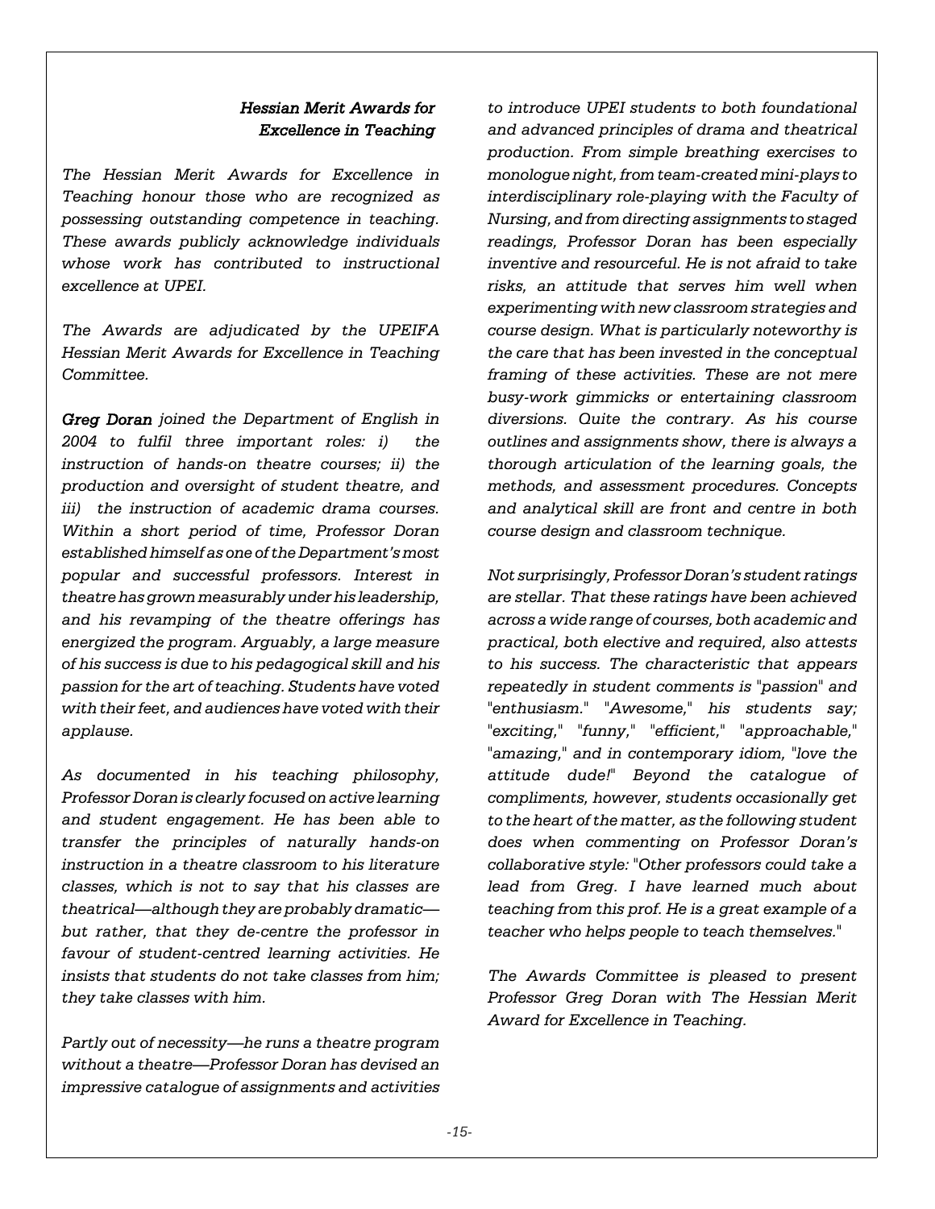### *Hessian Merit Awards for Excellence in Teaching*

*The Hessian Merit Awards for Excellence in Teaching honour those who are recognized as possessing outstanding competence in teaching. These awards publicly acknowledge individuals whose work has contributed to instructional excellence at UPEI.*

*The Awards are adjudicated by the UPEIFA Hessian Merit Awards for Excellence in Teaching Committee.*

***Greg Doran*** *joined the Department of English in 2004 to fulfil three important roles: i) the instruction of hands-on theatre courses; ii) the production and oversight of student theatre, and iii) the instruction of academic drama courses. Within a short period of time, Professor Doran established himself as one of the Department's most popular and successful professors. Interest in theatre has grown measurably under his leadership, and his revamping of the theatre offerings has energized the program. Arguably, a large measure of his success is due to his pedagogical skill and his passion for the art of teaching. Students have voted with their feet, and audiences have voted with their applause.*

*As documented in his teaching philosophy, Professor Doran is clearly focused on active learning and student engagement. He has been able to transfer the principles of naturally hands-on instruction in a theatre classroom to his literature classes, which is not to say that his classes are theatrical—although they are probably dramatic—but rather, that they de-centre the professor in favour of student-centred learning activities. He insists that students do not take classes from him; they take classes with him.*

*Partly out of necessity—he runs a theatre program without a theatre—Professor Doran has devised an impressive catalogue of assignments and activities to introduce UPEI students to both foundational and advanced principles of drama and theatrical production. From simple breathing exercises to monologue night, from team-created mini-plays to interdisciplinary role-playing with the Faculty of Nursing, and from directing assignments to staged readings, Professor Doran has been especially inventive and resourceful. He is not afraid to take risks, an attitude that serves him well when experimenting with new classroom strategies and course design. What is particularly noteworthy is the care that has been invested in the conceptual framing of these activities. These are not mere busy-work gimmicks or entertaining classroom diversions. Quite the contrary. As his course outlines and assignments show, there is always a thorough articulation of the learning goals, the methods, and assessment procedures. Concepts and analytical skill are front and centre in both course design and classroom technique.*

*Not surprisingly, Professor Doran's student ratings are stellar. That these ratings have been achieved across a wide range of courses, both academic and practical, both elective and required, also attests to his success. The characteristic that appears repeatedly in student comments is "passion" and "enthusiasm." "Awesome," his students say; "exciting," "funny," "efficient," "approachable," "amazing," and in contemporary idiom, "love the attitude dude!" Beyond the catalogue of compliments, however, students occasionally get to the heart of the matter, as the following student does when commenting on Professor Doran's collaborative style: "Other professors could take a lead from Greg. I have learned much about teaching from this prof. He is a great example of a teacher who helps people to teach themselves."*

*The Awards Committee is pleased to present Professor Greg Doran with The Hessian Merit Award for Excellence in Teaching.*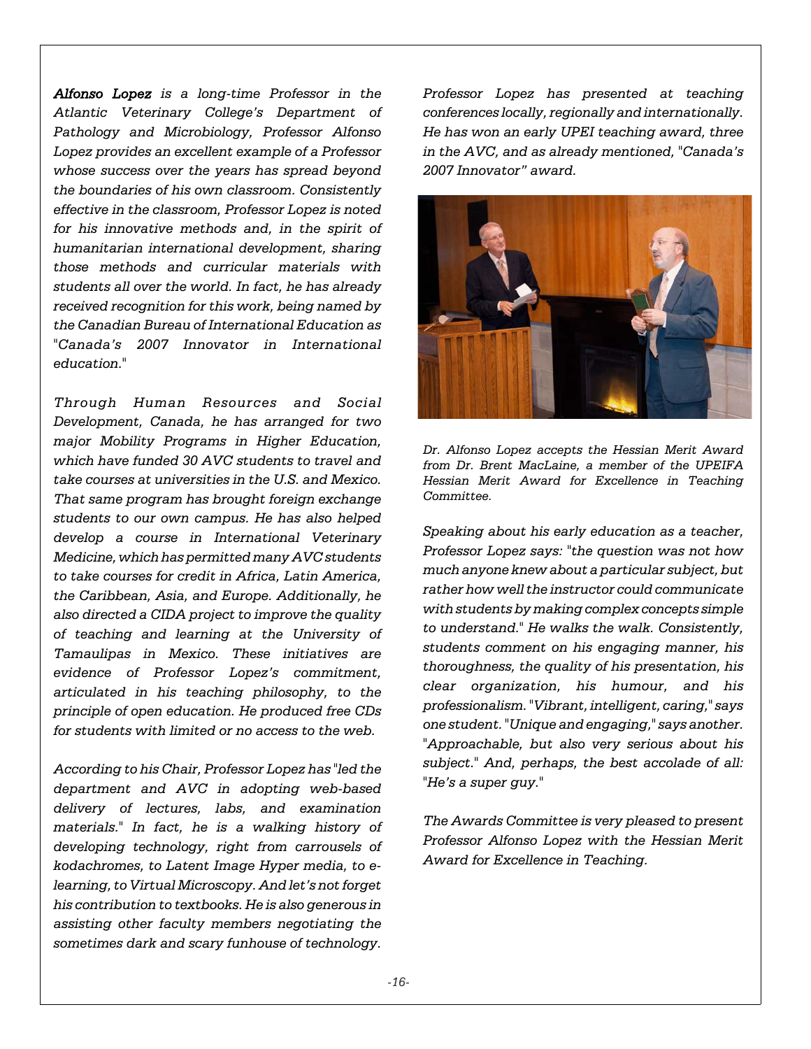***Alfonso Lopez*** *is a long-time Professor in the Atlantic Veterinary College's Department of Pathology and Microbiology, Professor Alfonso Lopez provides an excellent example of a Professor whose success over the years has spread beyond the boundaries of his own classroom. Consistently effective in the classroom, Professor Lopez is noted for his innovative methods and, in the spirit of humanitarian international development, sharing those methods and curricular materials with students all over the world. In fact, he has already received recognition for this work, being named by the Canadian Bureau of International Education as "Canada's 2007 Innovator in International education."*

*Through Human Resources and Social Development, Canada, he has arranged for two major Mobility Programs in Higher Education, which have funded 30 AVC students to travel and take courses at universities in the U.S. and Mexico. That same program has brought foreign exchange students to our own campus. He has also helped develop a course in International Veterinary Medicine, which has permitted many AVC students to take courses for credit in Africa, Latin America, the Caribbean, Asia, and Europe. Additionally, he also directed a CIDA project to improve the quality of teaching and learning at the University of Tamaulipas in Mexico. These initiatives are evidence of Professor Lopez's commitment, articulated in his teaching philosophy, to the principle of open education. He produced free CDs for students with limited or no access to the web.*

*According to his Chair, Professor Lopez has "led the department and AVC in adopting web-based delivery of lectures, labs, and examination materials." In fact, he is a walking history of developing technology, right from carrousels of kodachromes, to Latent Image Hyper media, to e-learning, to Virtual Microscopy. And let's not forget his contribution to textbooks. He is also generous in assisting other faculty members negotiating the sometimes dark and scary funhouse of technology.*

*Professor Lopez has presented at teaching conferences locally, regionally and internationally. He has won an early UPEI teaching award, three in the AVC, and as already mentioned, "Canada's 2007 Innovator" award.*

*Dr. Alfonso Lopez accepts the Hessian Merit Award from Dr. Brent MacLaine, a member of the UPEIFA Hessian Merit Award for Excellence in Teaching Committee.*

*Speaking about his early education as a teacher, Professor Lopez says: "the question was not how much anyone knew about a particular subject, but rather how well the instructor could communicate with students by making complex concepts simple to understand." He walks the walk. Consistently, students comment on his engaging manner, his thoroughness, the quality of his presentation, his clear organization, his humour, and his professionalism. "Vibrant, intelligent, caring," says one student. "Unique and engaging," says another. "Approachable, but also very serious about his subject." And, perhaps, the best accolade of all: "He's a super guy."*

*The Awards Committee is very pleased to present Professor Alfonso Lopez with the Hessian Merit Award for Excellence in Teaching.*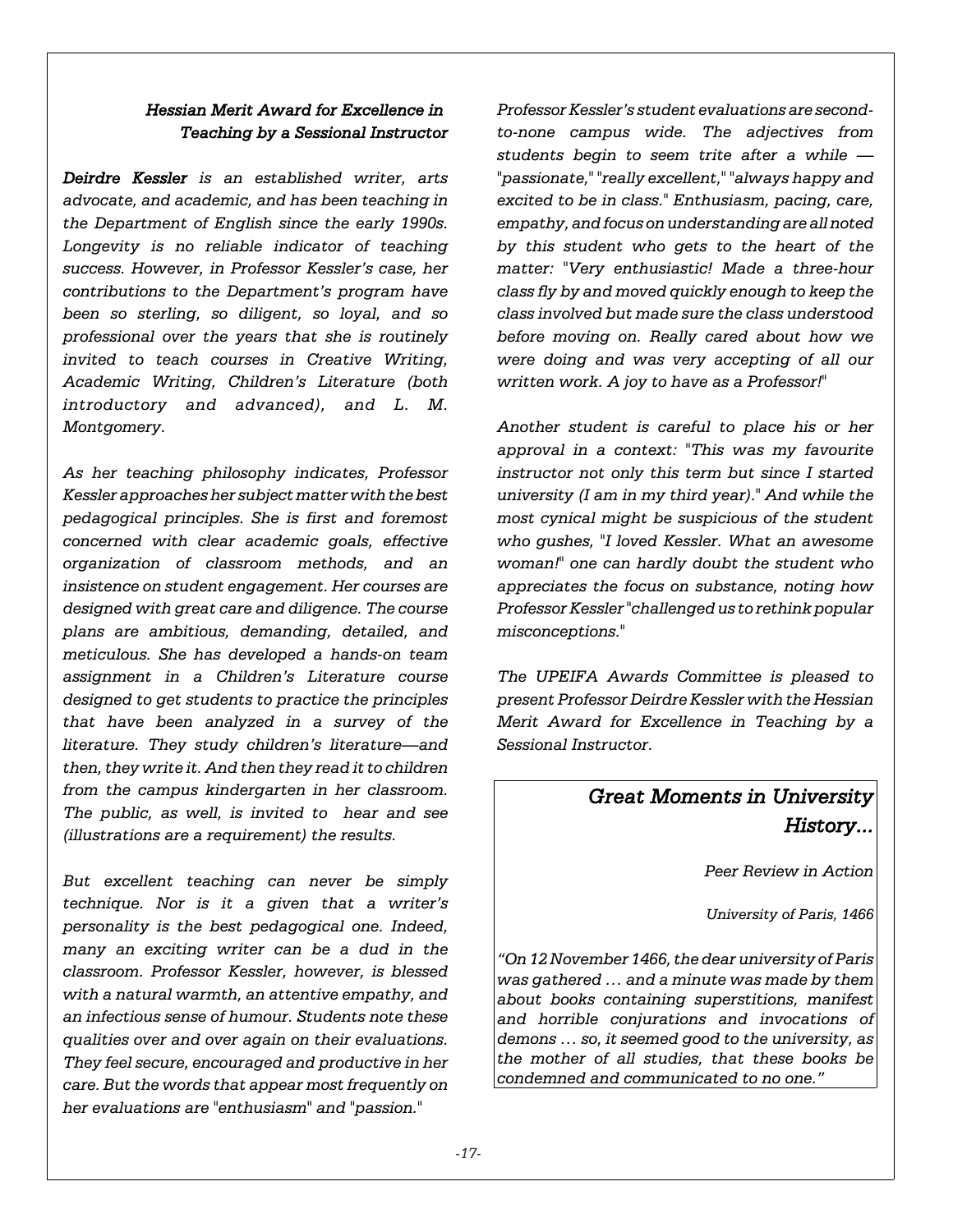### *Hessian Merit Award for Excellence in Teaching by a Sessional Instructor*

***Deirdre Kessler*** *is an established writer, arts advocate, and academic, and has been teaching in the Department of English since the early 1990s. Longevity is no reliable indicator of teaching success. However, in Professor Kessler's case, her contributions to the Department's program have been so sterling, so diligent, so loyal, and so professional over the years that she is routinely invited to teach courses in Creative Writing, Academic Writing, Children's Literature (both introductory and advanced), and L. M. Montgomery.*

*As her teaching philosophy indicates, Professor Kessler approaches her subject matter with the best pedagogical principles. She is first and foremost concerned with clear academic goals, effective organization of classroom methods, and an insistence on student engagement. Her courses are designed with great care and diligence. The course plans are ambitious, demanding, detailed, and meticulous. She has developed a hands-on team assignment in a Children's Literature course designed to get students to practice the principles that have been analyzed in a survey of the literature. They study children's literature—and then, they write it. And then they read it to children from the campus kindergarten in her classroom. The public, as well, is invited to hear and see (illustrations are a requirement) the results.*

*But excellent teaching can never be simply technique. Nor is it a given that a writer's personality is the best pedagogical one. Indeed, many an exciting writer can be a dud in the classroom. Professor Kessler, however, is blessed with a natural warmth, an attentive empathy, and an infectious sense of humour. Students note these qualities over and over again on their evaluations. They feel secure, encouraged and productive in her care. But the words that appear most frequently on her evaluations are "enthusiasm" and "passion."*

*Professor Kessler's student evaluations are second-to-none campus wide. The adjectives from students begin to seem trite after a while — "passionate," "really excellent," "always happy and excited to be in class." Enthusiasm, pacing, care, empathy, and focus on understanding are all noted by this student who gets to the heart of the matter: "Very enthusiastic! Made a three-hour class fly by and moved quickly enough to keep the class involved but made sure the class understood before moving on. Really cared about how we were doing and was very accepting of all our written work. A joy to have as a Professor!"*

*Another student is careful to place his or her approval in a context: "This was my favourite instructor not only this term but since I started university (I am in my third year)." And while the most cynical might be suspicious of the student who gushes, "I loved Kessler. What an awesome woman!" one can hardly doubt the student who appreciates the focus on substance, noting how Professor Kessler "challenged us to rethink popular misconceptions."*

*The UPEIFA Awards Committee is pleased to present Professor Deirdre Kessler with the Hessian Merit Award for Excellence in Teaching by a Sessional Instructor.*

### *Great Moments in University History...*

*Peer Review in Action*

*University of Paris, 1466*

*"On 12 November 1466, the dear university of Paris was gathered … and a minute was made by them about books containing superstitions, manifest and horrible conjurations and invocations of demons … so, it seemed good to the university, as the mother of all studies, that these books be condemned and communicated to no one."*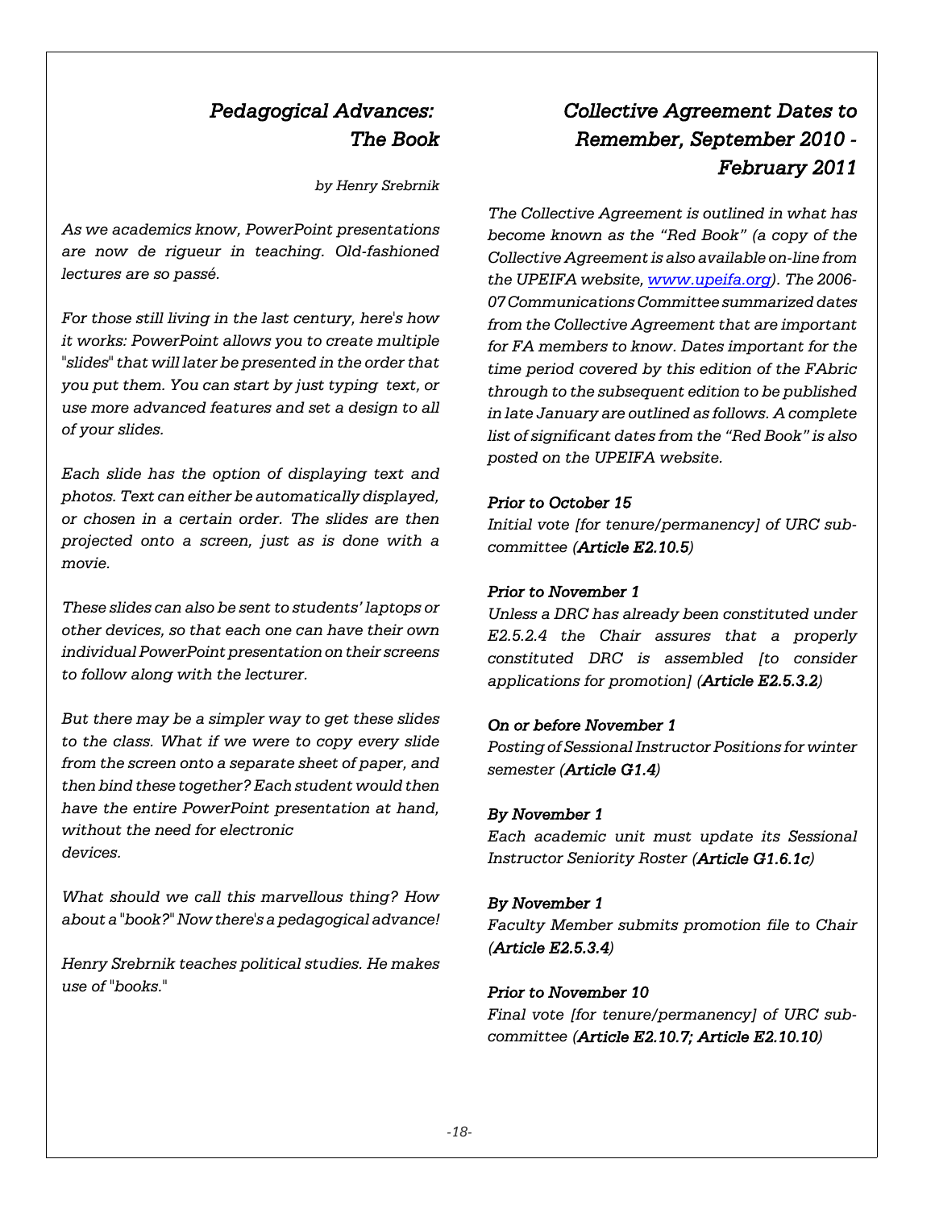## *Pedagogical Advances: The Book*

*by Henry Srebrnik*

*As we academics know, PowerPoint presentations are now de rigueur in teaching. Old-fashioned lectures are so passé.*

*For those still living in the last century, here's how it works: PowerPoint allows you to create multiple "slides" that will later be presented in the order that you put them. You can start by just typing text, or use more advanced features and set a design to all of your slides.*

*Each slide has the option of displaying text and photos. Text can either be automatically displayed, or chosen in a certain order. The slides are then projected onto a screen, just as is done with a movie.*

*These slides can also be sent to students' laptops or other devices, so that each one can have their own individual PowerPoint presentation on their screens to follow along with the lecturer.*

*But there may be a simpler way to get these slides to the class. What if we were to copy every slide from the screen onto a separate sheet of paper, and then bind these together? Each student would then have the entire PowerPoint presentation at hand, without the need for electronic devices.*

*What should we call this marvellous thing? How about a "book?" Now there's a pedagogical advance!*

*Henry Srebrnik teaches political studies. He makes use of "books."*

## *Collective Agreement Dates to Remember, September 2010 - February 2011*

*The Collective Agreement is outlined in what has become known as the "Red Book" (a copy of the Collective Agreement is also available on-line from the UPEIFA website, www.upeifa.org). The 2006-07 Communications Committee summarized dates from the Collective Agreement that are important for FA members to know. Dates important for the time period covered by this edition of the FAbric through to the subsequent edition to be published in late January are outlined as follows. A complete list of significant dates from the "Red Book" is also posted on the UPEIFA website.*

***Prior to October 15***
*Initial vote [for tenure/permanency] of URC sub-committee (**Article E2.10.5**)*

***Prior to November 1***
*Unless a DRC has already been constituted under E2.5.2.4 the Chair assures that a properly constituted DRC is assembled [to consider applications for promotion] (**Article E2.5.3.2**)*

***On or before November 1***
*Posting of Sessional Instructor Positions for winter semester (**Article G1.4**)*

***By November 1***
*Each academic unit must update its Sessional Instructor Seniority Roster (**Article G1.6.1c**)*

***By November 1***
*Faculty Member submits promotion file to Chair (**Article E2.5.3.4**)*

***Prior to November 10***
*Final vote [for tenure/permanency] of URC sub-committee (**Article E2.10.7; Article E2.10.10**)*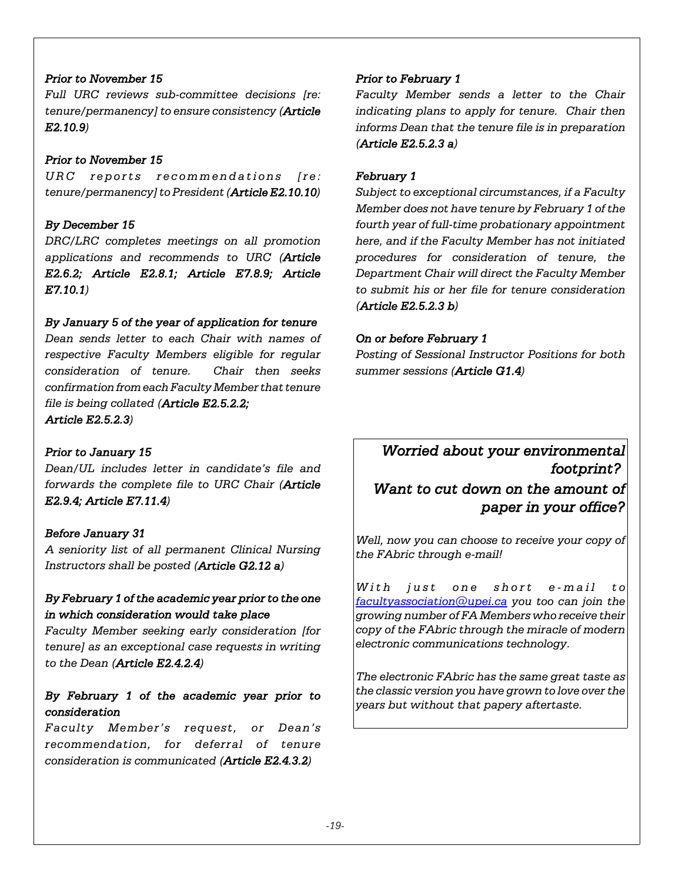***Prior to November 15***

*Full URC reviews sub-committee decisions [re: tenure/permanency] to ensure consistency (**Article E2.10.9**)*

***Prior to November 15***

*URC reports recommendations [re: tenure/permanency] to President (**Article E2.10.10**)*

***By December 15***

*DRC/LRC completes meetings on all promotion applications and recommends to URC (**Article E2.6.2; Article E2.8.1; Article E7.8.9; Article E7.10.1**)*

***By January 5 of the year of application for tenure***

*Dean sends letter to each Chair with names of respective Faculty Members eligible for regular consideration of tenure. Chair then seeks confirmation from each Faculty Member that tenure file is being collated (**Article E2.5.2.2; Article E2.5.2.3**)*

***Prior to January 15***

*Dean/UL includes letter in candidate's file and forwards the complete file to URC Chair (**Article E2.9.4; Article E7.11.4**)*

***Before January 31***

*A seniority list of all permanent Clinical Nursing Instructors shall be posted (**Article G2.12 a**)*

***By February 1 of the academic year prior to the one in which consideration would take place***

*Faculty Member seeking early consideration [for tenure] as an exceptional case requests in writing to the Dean (**Article E2.4.2.4**)*

***By February 1 of the academic year prior to consideration***

*Faculty Member's request, or Dean's recommendation, for deferral of tenure consideration is communicated (**Article E2.4.3.2**)*

***Prior to February 1***

*Faculty Member sends a letter to the Chair indicating plans to apply for tenure. Chair then informs Dean that the tenure file is in preparation (**Article E2.5.2.3 a**)*

***February 1***

*Subject to exceptional circumstances, if a Faculty Member does not have tenure by February 1 of the fourth year of full-time probationary appointment here, and if the Faculty Member has not initiated procedures for consideration of tenure, the Department Chair will direct the Faculty Member to submit his or her file for tenure consideration (**Article E2.5.2.3 b**)*

***On or before February 1***

*Posting of Sessional Instructor Positions for both summer sessions (**Article G1.4**)*

---

## *Worried about your environmental footprint?*

## *Want to cut down on the amount of paper in your office?*

*Well, now you can choose to receive your copy of the FAbric through e-mail!*

*With just one short e-mail to [facultyassociation@upei.ca](mailto:facultyassociation@upei.ca) you too can join the growing number of FA Members who receive their copy of the FAbric through the miracle of modern electronic communications technology.*

*The electronic FAbric has the same great taste as the classic version you have grown to love over the years but without that papery aftertaste.*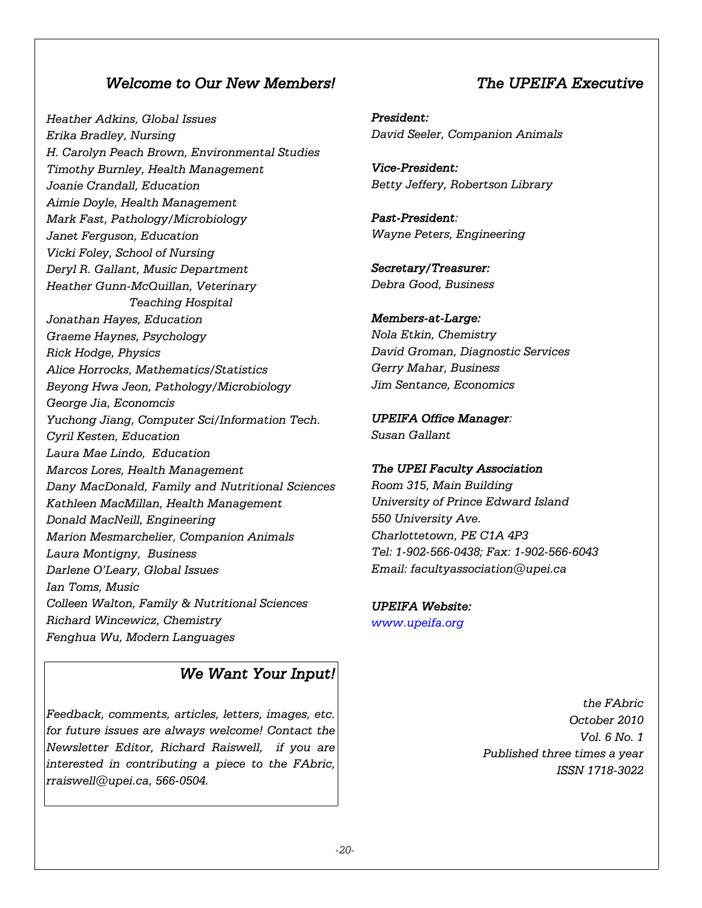## *Welcome to Our New Members!*

*Heather Adkins, Global Issues*
*Erika Bradley, Nursing*
*H. Carolyn Peach Brown, Environmental Studies*
*Timothy Burnley, Health Management*
*Joanie Crandall, Education*
*Aimie Doyle, Health Management*
*Mark Fast, Pathology/Microbiology*
*Janet Ferguson, Education*
*Vicki Foley, School of Nursing*
*Deryl R. Gallant, Music Department*
*Heather Gunn-McQuillan, Veterinary Teaching Hospital*
*Jonathan Hayes, Education*
*Graeme Haynes, Psychology*
*Rick Hodge, Physics*
*Alice Horrocks, Mathematics/Statistics*
*Beyong Hwa Jeon, Pathology/Microbiology*
*George Jia, Economcis*
*Yuchong Jiang, Computer Sci/Information Tech.*
*Cyril Kesten, Education*
*Laura Mae Lindo, Education*
*Marcos Lores, Health Management*
*Dany MacDonald, Family and Nutritional Sciences*
*Kathleen MacMillan, Health Management*
*Donald MacNeill, Engineering*
*Marion Mesmarchelier, Companion Animals*
*Laura Montigny, Business*
*Darlene O'Leary, Global Issues*
*Ian Toms, Music*
*Colleen Walton, Family & Nutritional Sciences*
*Richard Wincewicz, Chemistry*
*Fenghua Wu, Modern Languages*

## *We Want Your Input!*

*Feedback, comments, articles, letters, images, etc. for future issues are always welcome! Contact the Newsletter Editor, Richard Raiswell, if you are interested in contributing a piece to the FAbric, rraiswell@upei.ca, 566-0504.*

## *The UPEIFA Executive*

***President:***
*David Seeler, Companion Animals*

***Vice-President:***
*Betty Jeffery, Robertson Library*

***Past-President:***
*Wayne Peters, Engineering*

***Secretary/Treasurer:***
*Debra Good, Business*

***Members-at-Large:***
*Nola Etkin, Chemistry*
*David Groman, Diagnostic Services*
*Gerry Mahar, Business*
*Jim Sentance, Economics*

***UPEIFA Office Manager:***
*Susan Gallant*

***The UPEI Faculty Association***
*Room 315, Main Building*
*University of Prince Edward Island*
*550 University Ave.*
*Charlottetown, PE C1A 4P3*
*Tel: 1-902-566-0438; Fax: 1-902-566-6043*
*Email: facultyassociation@upei.ca*

***UPEIFA Website:***
*www.upeifa.org*

*the FAbric*
*October 2010*
*Vol. 6 No. 1*
*Published three times a year*
*ISSN 1718-3022*